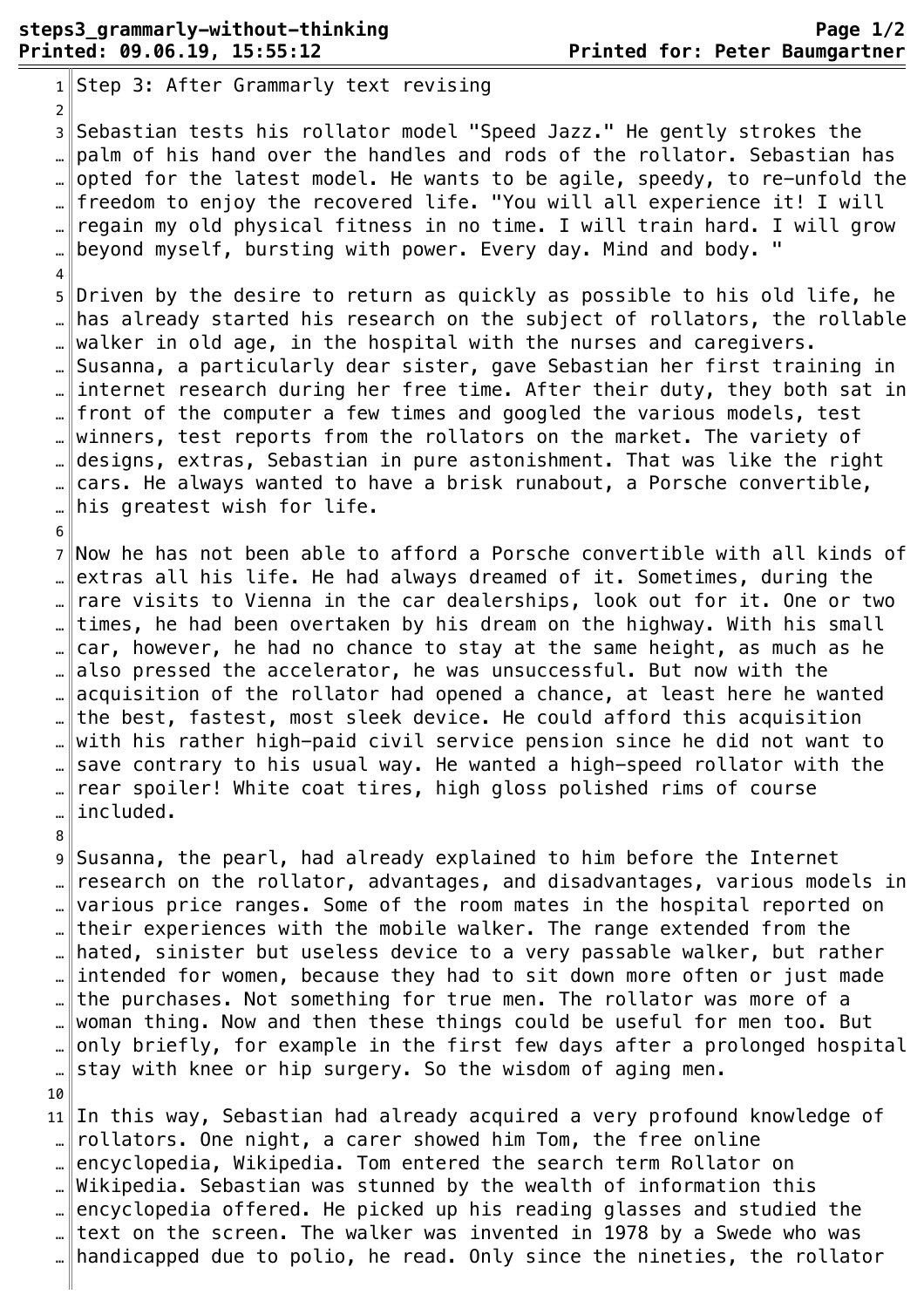Step 3: After Grammarly text revising

Sebastian tests his rollator model "Speed Jazz." He gently strokes the palm of his hand over the handles and rods of the rollator. Sebastian has opted for the latest model. He wants to be agile, speedy, to re-unfold the freedom to enjoy the recovered life. "You will all experience it! I will regain my old physical fitness in no time. I will train hard. I will grow beyond myself, bursting with power. Every day. Mind and body. "

Driven by the desire to return as quickly as possible to his old life, he has already started his research on the subject of rollators, the rollable walker in old age, in the hospital with the nurses and caregivers. Susanna, a particularly dear sister, gave Sebastian her first training in internet research during her free time. After their duty, they both sat in front of the computer a few times and googled the various models, test winners, test reports from the rollators on the market. The variety of designs, extras, Sebastian in pure astonishment. That was like the right cars. He always wanted to have a brisk runabout, a Porsche convertible, his greatest wish for life.

Now he has not been able to afford a Porsche convertible with all kinds of extras all his life. He had always dreamed of it. Sometimes, during the rare visits to Vienna in the car dealerships, look out for it. One or two times, he had been overtaken by his dream on the highway. With his small car, however, he had no chance to stay at the same height, as much as he also pressed the accelerator, he was unsuccessful. But now with the acquisition of the rollator had opened a chance, at least here he wanted the best, fastest, most sleek device. He could afford this acquisition with his rather high-paid civil service pension since he did not want to save contrary to his usual way. He wanted a high-speed rollator with the rear spoiler! White coat tires, high gloss polished rims of course included.

Susanna, the pearl, had already explained to him before the Internet research on the rollator, advantages, and disadvantages, various models in various price ranges. Some of the room mates in the hospital reported on their experiences with the mobile walker. The range extended from the hated, sinister but useless device to a very passable walker, but rather intended for women, because they had to sit down more often or just made the purchases. Not something for true men. The rollator was more of a woman thing. Now and then these things could be useful for men too. But only briefly, for example in the first few days after a prolonged hospital stay with knee or hip surgery. So the wisdom of aging men.

In this way, Sebastian had already acquired a very profound knowledge of rollators. One night, a carer showed him Tom, the free online encyclopedia, Wikipedia. Tom entered the search term Rollator on Wikipedia. Sebastian was stunned by the wealth of information this encyclopedia offered. He picked up his reading glasses and studied the text on the screen. The walker was invented in 1978 by a Swede who was handicapped due to polio, he read. Only since the nineties, the rollator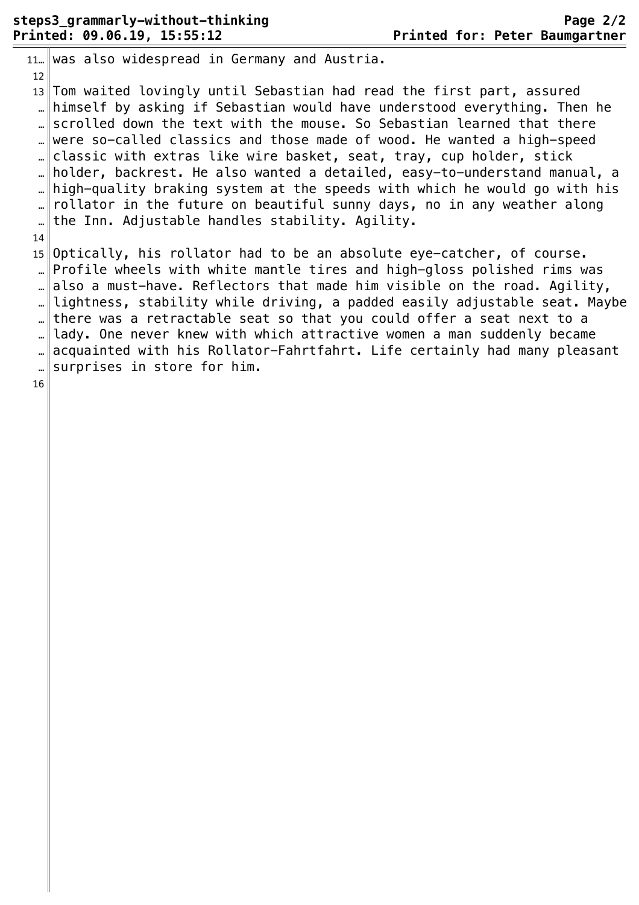was also widespread in Germany and Austria.

Tom waited lovingly until Sebastian had read the first part, assured himself by asking if Sebastian would have understood everything. Then he scrolled down the text with the mouse. So Sebastian learned that there were so-called classics and those made of wood. He wanted a high-speed classic with extras like wire basket, seat, tray, cup holder, stick holder, backrest. He also wanted a detailed, easy-to-understand manual, a high-quality braking system at the speeds with which he would go with his rollator in the future on beautiful sunny days, no in any weather along the Inn. Adjustable handles stability. Agility.

Optically, his rollator had to be an absolute eye-catcher, of course. Profile wheels with white mantle tires and high-gloss polished rims was also a must-have. Reflectors that made him visible on the road. Agility, lightness, stability while driving, a padded easily adjustable seat. Maybe there was a retractable seat so that you could offer a seat next to a lady. One never knew with which attractive women a man suddenly became acquainted with his Rollator-Fahrtfahrt. Life certainly had many pleasant surprises in store for him.